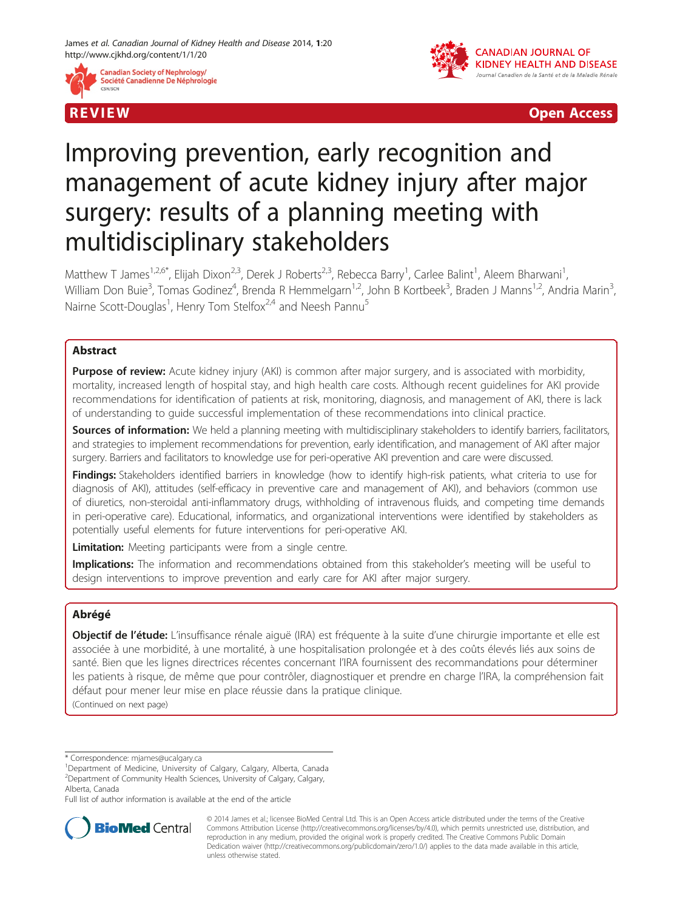REVIEW Open Access

# Improving prevention, early recognition and management of acute kidney injury after major surgery: results of a planning meeting with multidisciplinary stakeholders

Matthew T James[1,2,6*], Elijah Dixon[2,3], Derek J Roberts[2,3], Rebecca Barry[1], Carlee Balint[1], Aleem Bharwani[1], William Don Buie[3], Tomas Godinez[4], Brenda R Hemmelgarn[1,2], John B Kortbeek[3], Braden J Manns[1,2], Andria Marin[3], Nairne Scott-Douglas[1], Henry Tom Stelfox[2,4] and Neesh Pannu[5]

## Abstract

**Purpose of review:** Acute kidney injury (AKI) is common after major surgery, and is associated with morbidity, mortality, increased length of hospital stay, and high health care costs. Although recent guidelines for AKI provide recommendations for identification of patients at risk, monitoring, diagnosis, and management of AKI, there is lack of understanding to guide successful implementation of these recommendations into clinical practice.

**Sources of information:** We held a planning meeting with multidisciplinary stakeholders to identify barriers, facilitators, and strategies to implement recommendations for prevention, early identification, and management of AKI after major surgery. Barriers and facilitators to knowledge use for peri-operative AKI prevention and care were discussed.

**Findings:** Stakeholders identified barriers in knowledge (how to identify high-risk patients, what criteria to use for diagnosis of AKI), attitudes (self-efficacy in preventive care and management of AKI), and behaviors (common use of diuretics, non-steroidal anti-inflammatory drugs, withholding of intravenous fluids, and competing time demands in peri-operative care). Educational, informatics, and organizational interventions were identified by stakeholders as potentially useful elements for future interventions for peri-operative AKI.

**Limitation:** Meeting participants were from a single centre.

**Implications:** The information and recommendations obtained from this stakeholder's meeting will be useful to design interventions to improve prevention and early care for AKI after major surgery.

## Abrégé

**Objectif de l'étude:** L'insuffisance rénale aiguë (IRA) est fréquente à la suite d'une chirurgie importante et elle est associée à une morbidité, à une mortalité, à une hospitalisation prolongée et à des coûts élevés liés aux soins de santé. Bien que les lignes directrices récentes concernant l'IRA fournissent des recommandations pour déterminer les patients à risque, de même que pour contrôler, diagnostiquer et prendre en charge l'IRA, la compréhension fait défaut pour mener leur mise en place réussie dans la pratique clinique.

(Continued on next page)

\* Correspondence: mjames@ucalgary.ca
[1]Department of Medicine, University of Calgary, Calgary, Alberta, Canada
[2]Department of Community Health Sciences, University of Calgary, Calgary, Alberta, Canada
Full list of author information is available at the end of the article

© 2014 James et al.; licensee BioMed Central Ltd. This is an Open Access article distributed under the terms of the Creative Commons Attribution License (http://creativecommons.org/licenses/by/4.0), which permits unrestricted use, distribution, and reproduction in any medium, provided the original work is properly credited. The Creative Commons Public Domain Dedication waiver (http://creativecommons.org/publicdomain/zero/1.0/) applies to the data made available in this article, unless otherwise stated.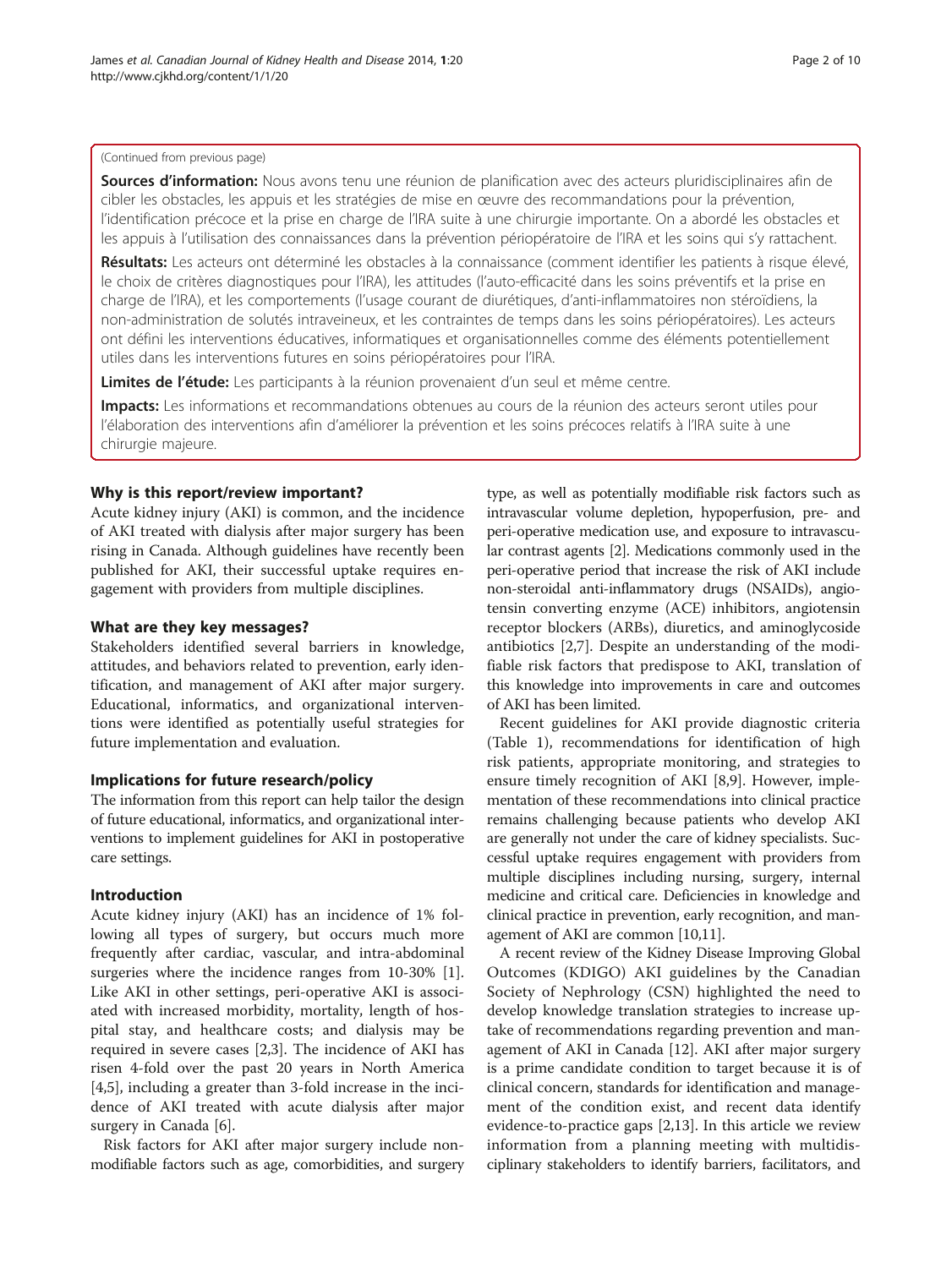(Continued from previous page)

**Sources d'information:** Nous avons tenu une réunion de planification avec des acteurs pluridisciplinaires afin de cibler les obstacles, les appuis et les stratégies de mise en œuvre des recommandations pour la prévention, l'identification précoce et la prise en charge de l'IRA suite à une chirurgie importante. On a abordé les obstacles et les appuis à l'utilisation des connaissances dans la prévention périopératoire de l'IRA et les soins qui s'y rattachent.

**Résultats:** Les acteurs ont déterminé les obstacles à la connaissance (comment identifier les patients à risque élevé, le choix de critères diagnostiques pour l'IRA), les attitudes (l'auto-efficacité dans les soins préventifs et la prise en charge de l'IRA), et les comportements (l'usage courant de diurétiques, d'anti-inflammatoires non stéroïdiens, la non-administration de solutés intraveineux, et les contraintes de temps dans les soins périopératoires). Les acteurs ont défini les interventions éducatives, informatiques et organisationnelles comme des éléments potentiellement utiles dans les interventions futures en soins périopératoires pour l'IRA.

**Limites de l'étude:** Les participants à la réunion provenaient d'un seul et même centre.

**Impacts:** Les informations et recommandations obtenues au cours de la réunion des acteurs seront utiles pour l'élaboration des interventions afin d'améliorer la prévention et les soins précoces relatifs à l'IRA suite à une chirurgie majeure.

## Why is this report/review important?

Acute kidney injury (AKI) is common, and the incidence of AKI treated with dialysis after major surgery has been rising in Canada. Although guidelines have recently been published for AKI, their successful uptake requires engagement with providers from multiple disciplines.

## What are they key messages?

Stakeholders identified several barriers in knowledge, attitudes, and behaviors related to prevention, early identification, and management of AKI after major surgery. Educational, informatics, and organizational interventions were identified as potentially useful strategies for future implementation and evaluation.

## Implications for future research/policy

The information from this report can help tailor the design of future educational, informatics, and organizational interventions to implement guidelines for AKI in postoperative care settings.

## Introduction

Acute kidney injury (AKI) has an incidence of 1% following all types of surgery, but occurs much more frequently after cardiac, vascular, and intra-abdominal surgeries where the incidence ranges from 10-30% [1]. Like AKI in other settings, peri-operative AKI is associated with increased morbidity, mortality, length of hospital stay, and healthcare costs; and dialysis may be required in severe cases [2,3]. The incidence of AKI has risen 4-fold over the past 20 years in North America [4,5], including a greater than 3-fold increase in the incidence of AKI treated with acute dialysis after major surgery in Canada [6].

Risk factors for AKI after major surgery include non-modifiable factors such as age, comorbidities, and surgery type, as well as potentially modifiable risk factors such as intravascular volume depletion, hypoperfusion, pre- and peri-operative medication use, and exposure to intravascular contrast agents [2]. Medications commonly used in the peri-operative period that increase the risk of AKI include non-steroidal anti-inflammatory drugs (NSAIDs), angiotensin converting enzyme (ACE) inhibitors, angiotensin receptor blockers (ARBs), diuretics, and aminoglycoside antibiotics [2,7]. Despite an understanding of the modifiable risk factors that predispose to AKI, translation of this knowledge into improvements in care and outcomes of AKI has been limited.

Recent guidelines for AKI provide diagnostic criteria (Table 1), recommendations for identification of high risk patients, appropriate monitoring, and strategies to ensure timely recognition of AKI [8,9]. However, implementation of these recommendations into clinical practice remains challenging because patients who develop AKI are generally not under the care of kidney specialists. Successful uptake requires engagement with providers from multiple disciplines including nursing, surgery, internal medicine and critical care. Deficiencies in knowledge and clinical practice in prevention, early recognition, and management of AKI are common [10,11].

A recent review of the Kidney Disease Improving Global Outcomes (KDIGO) AKI guidelines by the Canadian Society of Nephrology (CSN) highlighted the need to develop knowledge translation strategies to increase uptake of recommendations regarding prevention and management of AKI in Canada [12]. AKI after major surgery is a prime candidate condition to target because it is of clinical concern, standards for identification and management of the condition exist, and recent data identify evidence-to-practice gaps [2,13]. In this article we review information from a planning meeting with multidisciplinary stakeholders to identify barriers, facilitators, and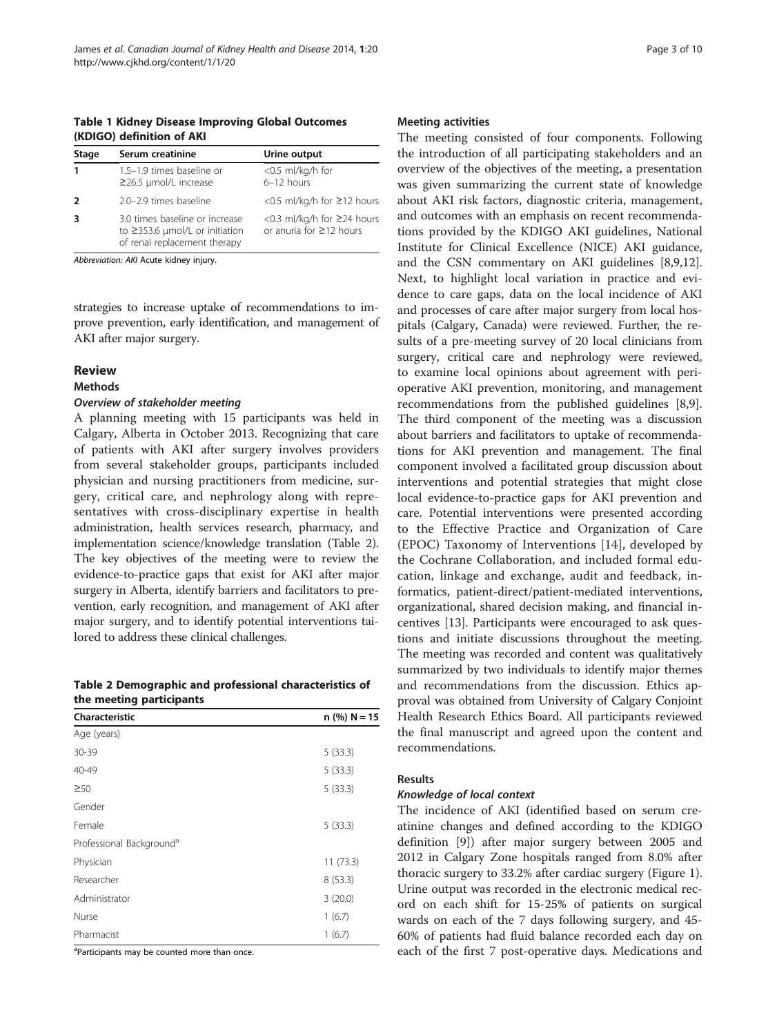**Table 1 Kidney Disease Improving Global Outcomes (KDIGO) definition of AKI**

| Stage | Serum creatinine | Urine output |
|---|---|---|
| 1 | 1.5–1.9 times baseline or ≥26.5 μmol/L increase | <0.5 ml/kg/h for 6–12 hours |
| 2 | 2.0–2.9 times baseline | <0.5 ml/kg/h for ≥12 hours |
| 3 | 3.0 times baseline or increase to ≥353.6 μmol/L or initiation of renal replacement therapy | <0.3 ml/kg/h for ≥24 hours or anuria for ≥12 hours |

*Abbreviation: AKI* Acute kidney injury.

strategies to increase uptake of recommendations to improve prevention, early identification, and management of AKI after major surgery.

## Review

### Methods

#### *Overview of stakeholder meeting*

A planning meeting with 15 participants was held in Calgary, Alberta in October 2013. Recognizing that care of patients with AKI after surgery involves providers from several stakeholder groups, participants included physician and nursing practitioners from medicine, surgery, critical care, and nephrology along with representatives with cross-disciplinary expertise in health administration, health services research, pharmacy, and implementation science/knowledge translation (Table 2). The key objectives of the meeting were to review the evidence-to-practice gaps that exist for AKI after major surgery in Alberta, identify barriers and facilitators to prevention, early recognition, and management of AKI after major surgery, and to identify potential interventions tailored to address these clinical challenges.

**Table 2 Demographic and professional characteristics of the meeting participants**

| Characteristic | n (%) N = 15 |
|---|---|
| Age (years) | |
| 30-39 | 5 (33.3) |
| 40-49 | 5 (33.3) |
| ≥50 | 5 (33.3) |
| Gender | |
| Female | 5 (33.3) |
| Professional Background[a] | |
| Physician | 11 (73.3) |
| Researcher | 8 (53.3) |
| Administrator | 3 (20.0) |
| Nurse | 1 (6.7) |
| Pharmacist | 1 (6.7) |

[a]Participants may be counted more than once.

#### Meeting activities

The meeting consisted of four components. Following the introduction of all participating stakeholders and an overview of the objectives of the meeting, a presentation was given summarizing the current state of knowledge about AKI risk factors, diagnostic criteria, management, and outcomes with an emphasis on recent recommendations provided by the KDIGO AKI guidelines, National Institute for Clinical Excellence (NICE) AKI guidance, and the CSN commentary on AKI guidelines [8,9,12]. Next, to highlight local variation in practice and evidence to care gaps, data on the local incidence of AKI and processes of care after major surgery from local hospitals (Calgary, Canada) were reviewed. Further, the results of a pre-meeting survey of 20 local clinicians from surgery, critical care and nephrology were reviewed, to examine local opinions about agreement with perioperative AKI prevention, monitoring, and management recommendations from the published guidelines [8,9]. The third component of the meeting was a discussion about barriers and facilitators to uptake of recommendations for AKI prevention and management. The final component involved a facilitated group discussion about interventions and potential strategies that might close local evidence-to-practice gaps for AKI prevention and care. Potential interventions were presented according to the Effective Practice and Organization of Care (EPOC) Taxonomy of Interventions [14], developed by the Cochrane Collaboration, and included formal education, linkage and exchange, audit and feedback, informatics, patient-direct/patient-mediated interventions, organizational, shared decision making, and financial incentives [13]. Participants were encouraged to ask questions and initiate discussions throughout the meeting. The meeting was recorded and content was qualitatively summarized by two individuals to identify major themes and recommendations from the discussion. Ethics approval was obtained from University of Calgary Conjoint Health Research Ethics Board. All participants reviewed the final manuscript and agreed upon the content and recommendations.

### Results

#### *Knowledge of local context*

The incidence of AKI (identified based on serum creatinine changes and defined according to the KDIGO definition [9]) after major surgery between 2005 and 2012 in Calgary Zone hospitals ranged from 8.0% after thoracic surgery to 33.2% after cardiac surgery (Figure 1). Urine output was recorded in the electronic medical record on each shift for 15-25% of patients on surgical wards on each of the 7 days following surgery, and 45-60% of patients had fluid balance recorded each day on each of the first 7 post-operative days. Medications and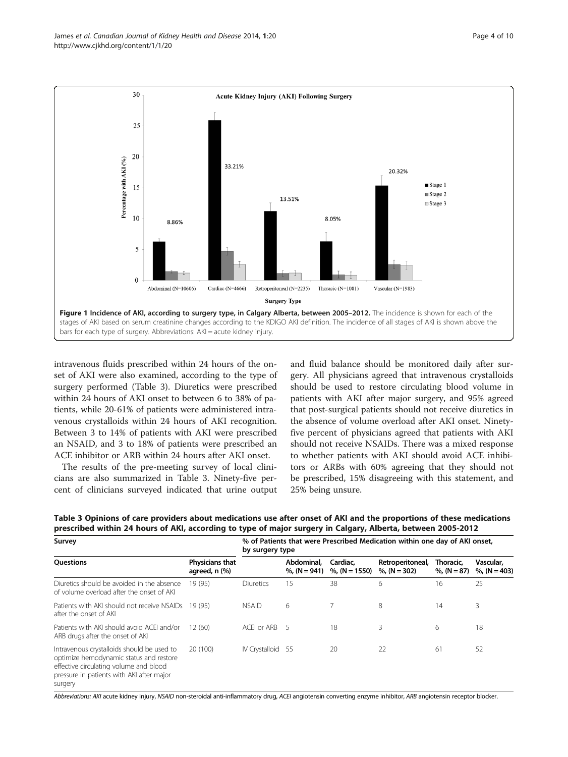**Figure 1 Incidence of AKI, according to surgery type, in Calgary Alberta, between 2005–2012.** The incidence is shown for each of the stages of AKI based on serum creatinine changes according to the KDIGO AKI definition. The incidence of all stages of AKI is shown above the bars for each type of surgery. Abbreviations: AKI = acute kidney injury.

intravenous fluids prescribed within 24 hours of the onset of AKI were also examined, according to the type of surgery performed (Table 3). Diuretics were prescribed within 24 hours of AKI onset to between 6 to 38% of patients, while 20-61% of patients were administered intravenous crystalloids within 24 hours of AKI recognition. Between 3 to 14% of patients with AKI were prescribed an NSAID, and 3 to 18% of patients were prescribed an ACE inhibitor or ARB within 24 hours after AKI onset.

The results of the pre-meeting survey of local clinicians are also summarized in Table 3. Ninety-five percent of clinicians surveyed indicated that urine output and fluid balance should be monitored daily after surgery. All physicians agreed that intravenous crystalloids should be used to restore circulating blood volume in patients with AKI after major surgery, and 95% agreed that post-surgical patients should not receive diuretics in the absence of volume overload after AKI onset. Ninety-five percent of physicians agreed that patients with AKI should not receive NSAIDs. There was a mixed response to whether patients with AKI should avoid ACE inhibitors or ARBs with 60% agreeing that they should not be prescribed, 15% disagreeing with this statement, and 25% being unsure.

**Table 3 Opinions of care providers about medications use after onset of AKI and the proportions of these medications prescribed within 24 hours of AKI, according to type of major surgery in Calgary, Alberta, between 2005-2012**

| Survey | | % of Patients that were Prescribed Medication within one day of AKI onset, by surgery type | | | | | |
|---|---|---|---|---|---|---|---|
| Questions | Physicians that agreed, n (%) | | Abdominal, %, (N = 941) | Cardiac, %, (N = 1550) | Retroperitoneal, %, (N = 302) | Thoracic, %, (N = 87) | Vascular, %, (N = 403) |
| Diuretics should be avoided in the absence of volume overload after the onset of AKI | 19 (95) | Diuretics | 15 | 38 | 6 | 16 | 25 |
| Patients with AKI should not receive NSAIDs after the onset of AKI | 19 (95) | NSAID | 6 | 7 | 8 | 14 | 3 |
| Patients with AKI should avoid ACEI and/or ARB drugs after the onset of AKI | 12 (60) | ACEI or ARB | 5 | 18 | 3 | 6 | 18 |
| Intravenous crystalloids should be used to optimize hemodynamic status and restore effective circulating volume and blood pressure in patients with AKI after major surgery | 20 (100) | IV Crystalloid | 55 | 20 | 22 | 61 | 52 |

*Abbreviations: AKI* acute kidney injury, *NSAID* non-steroidal anti-inflammatory drug, *ACEI* angiotensin converting enzyme inhibitor, *ARB* angiotensin receptor blocker.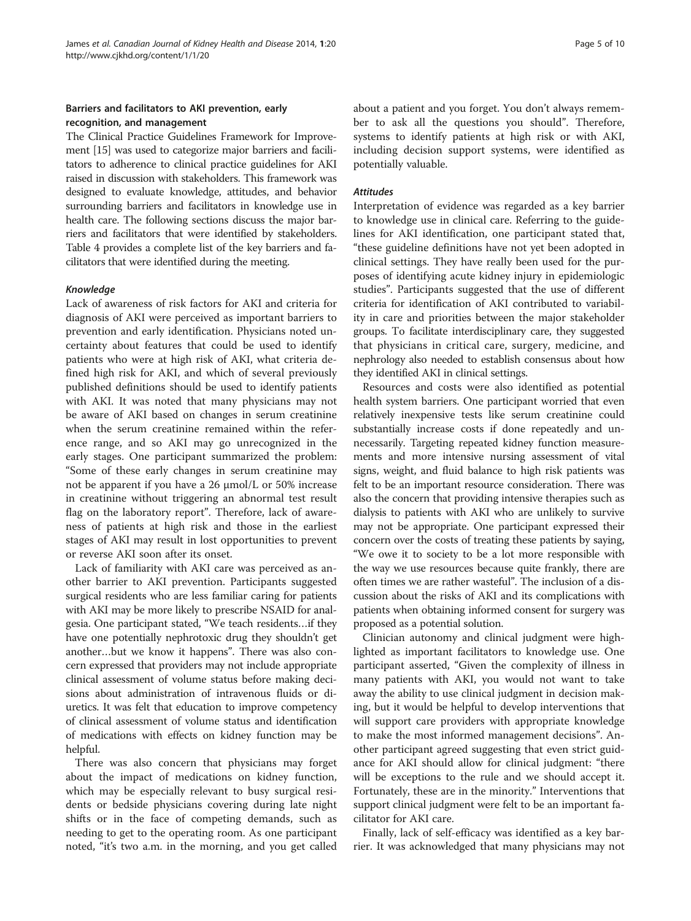## Barriers and facilitators to AKI prevention, early recognition, and management

The Clinical Practice Guidelines Framework for Improvement [15] was used to categorize major barriers and facilitators to adherence to clinical practice guidelines for AKI raised in discussion with stakeholders. This framework was designed to evaluate knowledge, attitudes, and behavior surrounding barriers and facilitators in knowledge use in health care. The following sections discuss the major barriers and facilitators that were identified by stakeholders. Table 4 provides a complete list of the key barriers and facilitators that were identified during the meeting.

### *Knowledge*

Lack of awareness of risk factors for AKI and criteria for diagnosis of AKI were perceived as important barriers to prevention and early identification. Physicians noted uncertainty about features that could be used to identify patients who were at high risk of AKI, what criteria defined high risk for AKI, and which of several previously published definitions should be used to identify patients with AKI. It was noted that many physicians may not be aware of AKI based on changes in serum creatinine when the serum creatinine remained within the reference range, and so AKI may go unrecognized in the early stages. One participant summarized the problem: "Some of these early changes in serum creatinine may not be apparent if you have a 26 μmol/L or 50% increase in creatinine without triggering an abnormal test result flag on the laboratory report". Therefore, lack of awareness of patients at high risk and those in the earliest stages of AKI may result in lost opportunities to prevent or reverse AKI soon after its onset.

Lack of familiarity with AKI care was perceived as another barrier to AKI prevention. Participants suggested surgical residents who are less familiar caring for patients with AKI may be more likely to prescribe NSAID for analgesia. One participant stated, "We teach residents…if they have one potentially nephrotoxic drug they shouldn't get another…but we know it happens". There was also concern expressed that providers may not include appropriate clinical assessment of volume status before making decisions about administration of intravenous fluids or diuretics. It was felt that education to improve competency of clinical assessment of volume status and identification of medications with effects on kidney function may be helpful.

There was also concern that physicians may forget about the impact of medications on kidney function, which may be especially relevant to busy surgical residents or bedside physicians covering during late night shifts or in the face of competing demands, such as needing to get to the operating room. As one participant noted, "it's two a.m. in the morning, and you get called about a patient and you forget. You don't always remember to ask all the questions you should". Therefore, systems to identify patients at high risk or with AKI, including decision support systems, were identified as potentially valuable.

### *Attitudes*

Interpretation of evidence was regarded as a key barrier to knowledge use in clinical care. Referring to the guidelines for AKI identification, one participant stated that, "these guideline definitions have not yet been adopted in clinical settings. They have really been used for the purposes of identifying acute kidney injury in epidemiologic studies". Participants suggested that the use of different criteria for identification of AKI contributed to variability in care and priorities between the major stakeholder groups. To facilitate interdisciplinary care, they suggested that physicians in critical care, surgery, medicine, and nephrology also needed to establish consensus about how they identified AKI in clinical settings.

Resources and costs were also identified as potential health system barriers. One participant worried that even relatively inexpensive tests like serum creatinine could substantially increase costs if done repeatedly and unnecessarily. Targeting repeated kidney function measurements and more intensive nursing assessment of vital signs, weight, and fluid balance to high risk patients was felt to be an important resource consideration. There was also the concern that providing intensive therapies such as dialysis to patients with AKI who are unlikely to survive may not be appropriate. One participant expressed their concern over the costs of treating these patients by saying, "We owe it to society to be a lot more responsible with the way we use resources because quite frankly, there are often times we are rather wasteful". The inclusion of a discussion about the risks of AKI and its complications with patients when obtaining informed consent for surgery was proposed as a potential solution.

Clinician autonomy and clinical judgment were highlighted as important facilitators to knowledge use. One participant asserted, "Given the complexity of illness in many patients with AKI, you would not want to take away the ability to use clinical judgment in decision making, but it would be helpful to develop interventions that will support care providers with appropriate knowledge to make the most informed management decisions". Another participant agreed suggesting that even strict guidance for AKI should allow for clinical judgment: "there will be exceptions to the rule and we should accept it. Fortunately, these are in the minority." Interventions that support clinical judgment were felt to be an important facilitator for AKI care.

Finally, lack of self-efficacy was identified as a key barrier. It was acknowledged that many physicians may not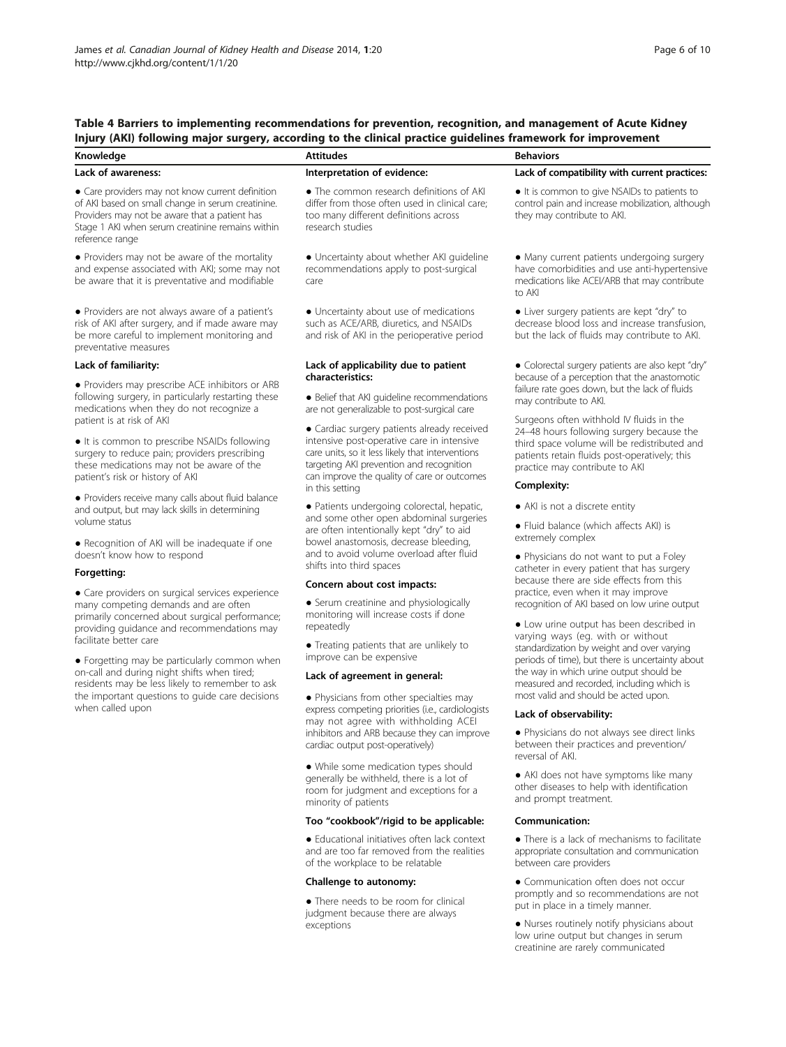**Table 4 Barriers to implementing recommendations for prevention, recognition, and management of Acute Kidney Injury (AKI) following major surgery, according to the clinical practice guidelines framework for improvement**

| Knowledge | Attitudes | Behaviors |
|---|---|---|
| **Lack of awareness:** | **Interpretation of evidence:** | **Lack of compatibility with current practices:** |
| • Care providers may not know current definition of AKI based on small change in serum creatinine. Providers may not be aware that a patient has Stage 1 AKI when serum creatinine remains within reference range | • The common research definitions of AKI differ from those often used in clinical care; too many different definitions across research studies | • It is common to give NSAIDs to patients to control pain and increase mobilization, although they may contribute to AKI. |
| • Providers may not be aware of the mortality and expense associated with AKI; some may not be aware that it is preventative and modifiable | • Uncertainty about whether AKI guideline recommendations apply to post-surgical care | • Many current patients undergoing surgery have comorbidities and use anti-hypertensive medications like ACEI/ARB that may contribute to AKI |
| • Providers are not always aware of a patient's risk of AKI after surgery, and if made aware may be more careful to implement monitoring and preventative measures | • Uncertainty about use of medications such as ACE/ARB, diuretics, and NSAIDs and risk of AKI in the perioperative period | • Liver surgery patients are kept "dry" to decrease blood loss and increase transfusion, but the lack of fluids may contribute to AKI. |
| **Lack of familiarity:** | **Lack of applicability due to patient characteristics:** | • Colorectal surgery patients are also kept "dry" because of a perception that the anastomotic failure rate goes down, but the lack of fluids may contribute to AKI. |
| • Providers may prescribe ACE inhibitors or ARB following surgery, in particularly restarting these medications when they do not recognize a patient is at risk of AKI | • Belief that AKI guideline recommendations are not generalizable to post-surgical care | Surgeons often withhold IV fluids in the 24–48 hours following surgery because the third space volume will be redistributed and patients retain fluids post-operatively; this practice may contribute to AKI |
| • It is common to prescribe NSAIDs following surgery to reduce pain; providers prescribing these medications may not be aware of the patient's risk or history of AKI | • Cardiac surgery patients already received intensive post-operative care in intensive care units, so it is less likely that interventions targeting AKI prevention and recognition can improve the quality of care or outcomes in this setting | **Complexity:** |
| • Providers receive many calls about fluid balance and output, but may lack skills in determining volume status | • Patients undergoing colorectal, hepatic, and some other open abdominal surgeries are often intentionally kept "dry" to aid bowel anastomosis, decrease bleeding, and to avoid volume overload after fluid shifts into third spaces | • AKI is not a discrete entity |
| • Recognition of AKI will be inadequate if one doesn't know how to respond | **Concern about cost impacts:** | • Fluid balance (which affects AKI) is extremely complex |
| **Forgetting:** | • Serum creatinine and physiologically monitoring will increase costs if done repeatedly | • Physicians do not want to put a Foley catheter in every patient that has surgery because there are side effects from this practice, even when it may improve recognition of AKI based on low urine output |
| • Care providers on surgical services experience many competing demands and are often primarily concerned about surgical performance; providing guidance and recommendations may facilitate better care | • Treating patients that are unlikely to improve can be expensive | • Low urine output has been described in varying ways (eg. with or without standardization by weight and over varying periods of time), but there is uncertainty about the way in which urine output should be measured and recorded, including which is most valid and should be acted upon. |
| • Forgetting may be particularly common when on-call and during night shifts when tired; residents may be less likely to remember to ask the important questions to guide care decisions when called upon | **Lack of agreement in general:** | **Lack of observability:** |
| | • Physicians from other specialties may express competing priorities (i.e., cardiologists may not agree with withholding ACEI inhibitors and ARB because they can improve cardiac output post-operatively) | • Physicians do not always see direct links between their practices and prevention/ reversal of AKI. |
| | • While some medication types should generally be withheld, there is a lot of room for judgment and exceptions for a minority of patients | • AKI does not have symptoms like many other diseases to help with identification and prompt treatment. |
| | **Too "cookbook"/rigid to be applicable:** | **Communication:** |
| | • Educational initiatives often lack context and are too far removed from the realities of the workplace to be relatable | • There is a lack of mechanisms to facilitate appropriate consultation and communication between care providers |
| | **Challenge to autonomy:** | • Communication often does not occur promptly and so recommendations are not put in place in a timely manner. |
| | • There needs to be room for clinical judgment because there are always exceptions | • Nurses routinely notify physicians about low urine output but changes in serum creatinine are rarely communicated |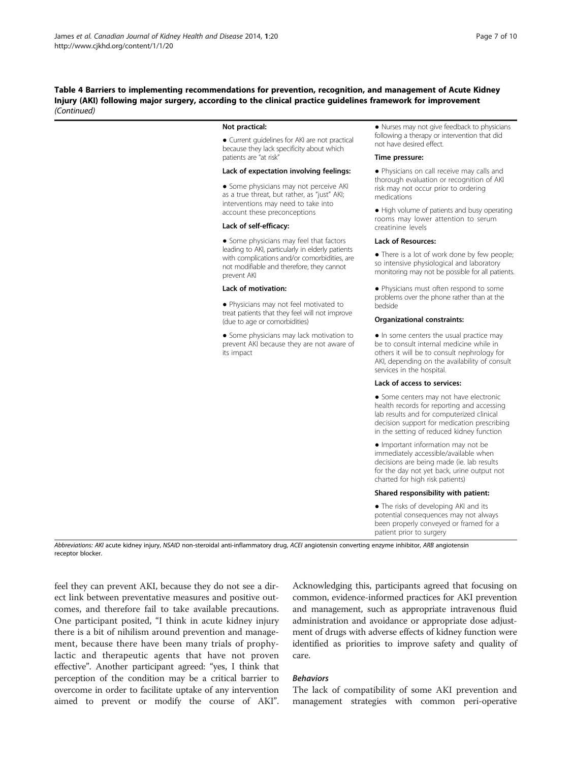**Table 4 Barriers to implementing recommendations for prevention, recognition, and management of Acute Kidney Injury (AKI) following major surgery, according to the clinical practice guidelines framework for improvement** *(Continued)*

| | | |
|---|---|---|
| | **Not practical:**<br>● Current guidelines for AKI are not practical because they lack specificity about which patients are "at risk"<br>**Lack of expectation involving feelings:**<br>● Some physicians may not perceive AKI as a true threat, but rather, as "just" AKI; interventions may need to take into account these preconceptions<br>**Lack of self-efficacy:**<br>● Some physicians may feel that factors leading to AKI, particularly in elderly patients with complications and/or comorbidities, are not modifiable and therefore, they cannot prevent AKI<br>**Lack of motivation:**<br>● Physicians may not feel motivated to treat patients that they feel will not improve (due to age or comorbidities)<br>● Some physicians may lack motivation to prevent AKI because they are not aware of its impact | ● Nurses may not give feedback to physicians following a therapy or intervention that did not have desired effect.<br>**Time pressure:**<br>● Physicians on call receive may calls and thorough evaluation or recognition of AKI risk may not occur prior to ordering medications<br>● High volume of patients and busy operating rooms may lower attention to serum creatinine levels<br>**Lack of Resources:**<br>● There is a lot of work done by few people; so intensive physiological and laboratory monitoring may not be possible for all patients.<br>● Physicians must often respond to some problems over the phone rather than at the bedside<br>**Organizational constraints:**<br>● In some centers the usual practice may be to consult internal medicine while in others it will be to consult nephrology for AKI, depending on the availability of consult services in the hospital.<br>**Lack of access to services:**<br>● Some centers may not have electronic health records for reporting and accessing lab results and for computerized clinical decision support for medication prescribing in the setting of reduced kidney function<br>● Important information may not be immediately accessible/available when decisions are being made (ie. lab results for the day not yet back, urine output not charted for high risk patients)<br>**Shared responsibility with patient:**<br>● The risks of developing AKI and its potential consequences may not always been properly conveyed or framed for a patient prior to surgery |

*Abbreviations: AKI* acute kidney injury, *NSAID* non-steroidal anti-inflammatory drug, *ACEI* angiotensin converting enzyme inhibitor, *ARB* angiotensin receptor blocker.

feel they can prevent AKI, because they do not see a direct link between preventative measures and positive outcomes, and therefore fail to take available precautions. One participant posited, "I think in acute kidney injury there is a bit of nihilism around prevention and management, because there have been many trials of prophylactic and therapeutic agents that have not proven effective". Another participant agreed: "yes, I think that perception of the condition may be a critical barrier to overcome in order to facilitate uptake of any intervention aimed to prevent or modify the course of AKI". Acknowledging this, participants agreed that focusing on common, evidence-informed practices for AKI prevention and management, such as appropriate intravenous fluid administration and avoidance or appropriate dose adjustment of drugs with adverse effects of kidney function were identified as priorities to improve safety and quality of care.

### *Behaviors*

The lack of compatibility of some AKI prevention and management strategies with common peri-operative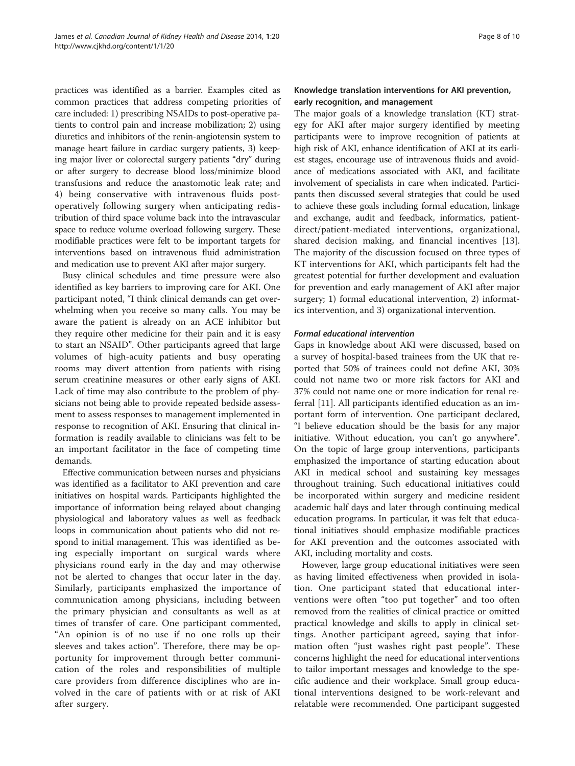practices was identified as a barrier. Examples cited as common practices that address competing priorities of care included: 1) prescribing NSAIDs to post-operative patients to control pain and increase mobilization; 2) using diuretics and inhibitors of the renin-angiotensin system to manage heart failure in cardiac surgery patients, 3) keeping major liver or colorectal surgery patients "dry" during or after surgery to decrease blood loss/minimize blood transfusions and reduce the anastomotic leak rate; and 4) being conservative with intravenous fluids post-operatively following surgery when anticipating redistribution of third space volume back into the intravascular space to reduce volume overload following surgery. These modifiable practices were felt to be important targets for interventions based on intravenous fluid administration and medication use to prevent AKI after major surgery.

Busy clinical schedules and time pressure were also identified as key barriers to improving care for AKI. One participant noted, "I think clinical demands can get overwhelming when you receive so many calls. You may be aware the patient is already on an ACE inhibitor but they require other medicine for their pain and it is easy to start an NSAID". Other participants agreed that large volumes of high-acuity patients and busy operating rooms may divert attention from patients with rising serum creatinine measures or other early signs of AKI. Lack of time may also contribute to the problem of physicians not being able to provide repeated bedside assessment to assess responses to management implemented in response to recognition of AKI. Ensuring that clinical information is readily available to clinicians was felt to be an important facilitator in the face of competing time demands.

Effective communication between nurses and physicians was identified as a facilitator to AKI prevention and care initiatives on hospital wards. Participants highlighted the importance of information being relayed about changing physiological and laboratory values as well as feedback loops in communication about patients who did not respond to initial management. This was identified as being especially important on surgical wards where physicians round early in the day and may otherwise not be alerted to changes that occur later in the day. Similarly, participants emphasized the importance of communication among physicians, including between the primary physician and consultants as well as at times of transfer of care. One participant commented, "An opinion is of no use if no one rolls up their sleeves and takes action". Therefore, there may be opportunity for improvement through better communication of the roles and responsibilities of multiple care providers from difference disciplines who are involved in the care of patients with or at risk of AKI after surgery.

### Knowledge translation interventions for AKI prevention, early recognition, and management

The major goals of a knowledge translation (KT) strategy for AKI after major surgery identified by meeting participants were to improve recognition of patients at high risk of AKI, enhance identification of AKI at its earliest stages, encourage use of intravenous fluids and avoidance of medications associated with AKI, and facilitate involvement of specialists in care when indicated. Participants then discussed several strategies that could be used to achieve these goals including formal education, linkage and exchange, audit and feedback, informatics, patient-direct/patient-mediated interventions, organizational, shared decision making, and financial incentives [13]. The majority of the discussion focused on three types of KT interventions for AKI, which participants felt had the greatest potential for further development and evaluation for prevention and early management of AKI after major surgery; 1) formal educational intervention, 2) informatics intervention, and 3) organizational intervention.

#### *Formal educational intervention*

Gaps in knowledge about AKI were discussed, based on a survey of hospital-based trainees from the UK that reported that 50% of trainees could not define AKI, 30% could not name two or more risk factors for AKI and 37% could not name one or more indication for renal referral [11]. All participants identified education as an important form of intervention. One participant declared, "I believe education should be the basis for any major initiative. Without education, you can't go anywhere". On the topic of large group interventions, participants emphasized the importance of starting education about AKI in medical school and sustaining key messages throughout training. Such educational initiatives could be incorporated within surgery and medicine resident academic half days and later through continuing medical education programs. In particular, it was felt that educational initiatives should emphasize modifiable practices for AKI prevention and the outcomes associated with AKI, including mortality and costs.

However, large group educational initiatives were seen as having limited effectiveness when provided in isolation. One participant stated that educational interventions were often "too put together" and too often removed from the realities of clinical practice or omitted practical knowledge and skills to apply in clinical settings. Another participant agreed, saying that information often "just washes right past people". These concerns highlight the need for educational interventions to tailor important messages and knowledge to the specific audience and their workplace. Small group educational interventions designed to be work-relevant and relatable were recommended. One participant suggested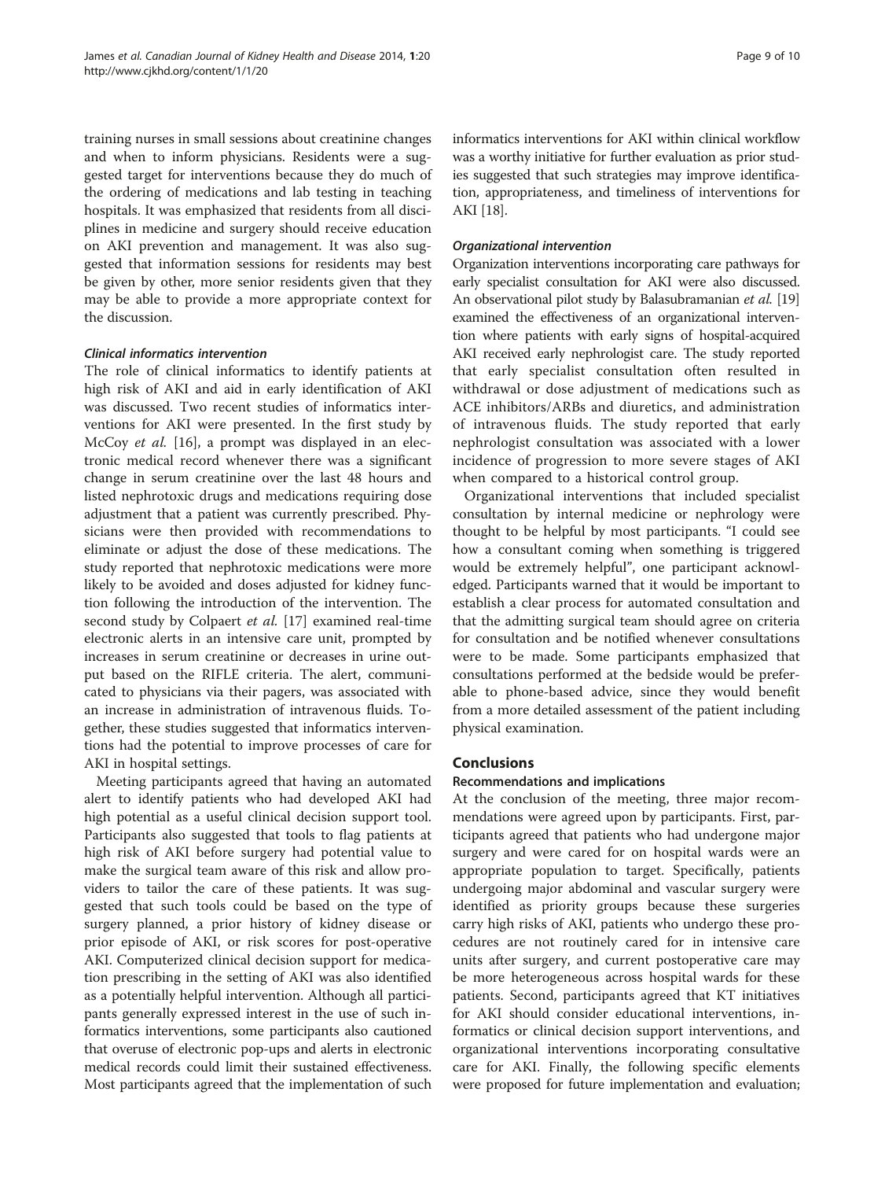training nurses in small sessions about creatinine changes and when to inform physicians. Residents were a suggested target for interventions because they do much of the ordering of medications and lab testing in teaching hospitals. It was emphasized that residents from all disciplines in medicine and surgery should receive education on AKI prevention and management. It was also suggested that information sessions for residents may best be given by other, more senior residents given that they may be able to provide a more appropriate context for the discussion.

#### *Clinical informatics intervention*

The role of clinical informatics to identify patients at high risk of AKI and aid in early identification of AKI was discussed. Two recent studies of informatics interventions for AKI were presented. In the first study by McCoy *et al.* [16], a prompt was displayed in an electronic medical record whenever there was a significant change in serum creatinine over the last 48 hours and listed nephrotoxic drugs and medications requiring dose adjustment that a patient was currently prescribed. Physicians were then provided with recommendations to eliminate or adjust the dose of these medications. The study reported that nephrotoxic medications were more likely to be avoided and doses adjusted for kidney function following the introduction of the intervention. The second study by Colpaert *et al.* [17] examined real-time electronic alerts in an intensive care unit, prompted by increases in serum creatinine or decreases in urine output based on the RIFLE criteria. The alert, communicated to physicians via their pagers, was associated with an increase in administration of intravenous fluids. Together, these studies suggested that informatics interventions had the potential to improve processes of care for AKI in hospital settings.

Meeting participants agreed that having an automated alert to identify patients who had developed AKI had high potential as a useful clinical decision support tool. Participants also suggested that tools to flag patients at high risk of AKI before surgery had potential value to make the surgical team aware of this risk and allow providers to tailor the care of these patients. It was suggested that such tools could be based on the type of surgery planned, a prior history of kidney disease or prior episode of AKI, or risk scores for post-operative AKI. Computerized clinical decision support for medication prescribing in the setting of AKI was also identified as a potentially helpful intervention. Although all participants generally expressed interest in the use of such informatics interventions, some participants also cautioned that overuse of electronic pop-ups and alerts in electronic medical records could limit their sustained effectiveness. Most participants agreed that the implementation of such informatics interventions for AKI within clinical workflow was a worthy initiative for further evaluation as prior studies suggested that such strategies may improve identification, appropriateness, and timeliness of interventions for AKI [18].

#### *Organizational intervention*

Organization interventions incorporating care pathways for early specialist consultation for AKI were also discussed. An observational pilot study by Balasubramanian *et al.* [19] examined the effectiveness of an organizational intervention where patients with early signs of hospital-acquired AKI received early nephrologist care. The study reported that early specialist consultation often resulted in withdrawal or dose adjustment of medications such as ACE inhibitors/ARBs and diuretics, and administration of intravenous fluids. The study reported that early nephrologist consultation was associated with a lower incidence of progression to more severe stages of AKI when compared to a historical control group.

Organizational interventions that included specialist consultation by internal medicine or nephrology were thought to be helpful by most participants. "I could see how a consultant coming when something is triggered would be extremely helpful", one participant acknowledged. Participants warned that it would be important to establish a clear process for automated consultation and that the admitting surgical team should agree on criteria for consultation and be notified whenever consultations were to be made. Some participants emphasized that consultations performed at the bedside would be preferable to phone-based advice, since they would benefit from a more detailed assessment of the patient including physical examination.

## Conclusions

### Recommendations and implications

At the conclusion of the meeting, three major recommendations were agreed upon by participants. First, participants agreed that patients who had undergone major surgery and were cared for on hospital wards were an appropriate population to target. Specifically, patients undergoing major abdominal and vascular surgery were identified as priority groups because these surgeries carry high risks of AKI, patients who undergo these procedures are not routinely cared for in intensive care units after surgery, and current postoperative care may be more heterogeneous across hospital wards for these patients. Second, participants agreed that KT initiatives for AKI should consider educational interventions, informatics or clinical decision support interventions, and organizational interventions incorporating consultative care for AKI. Finally, the following specific elements were proposed for future implementation and evaluation;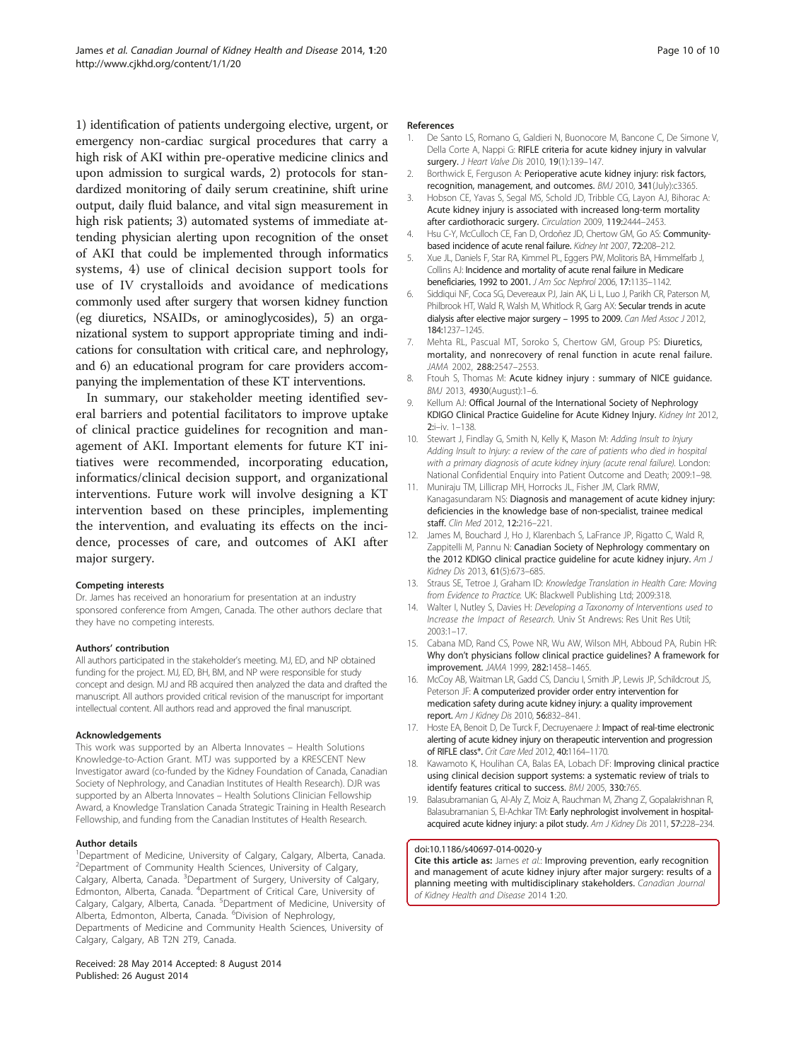1) identification of patients undergoing elective, urgent, or emergency non-cardiac surgical procedures that carry a high risk of AKI within pre-operative medicine clinics and upon admission to surgical wards, 2) protocols for standardized monitoring of daily serum creatinine, shift urine output, daily fluid balance, and vital sign measurement in high risk patients; 3) automated systems of immediate attending physician alerting upon recognition of the onset of AKI that could be implemented through informatics systems, 4) use of clinical decision support tools for use of IV crystalloids and avoidance of medications commonly used after surgery that worsen kidney function (eg diuretics, NSAIDs, or aminoglycosides), 5) an organizational system to support appropriate timing and indications for consultation with critical care, and nephrology, and 6) an educational program for care providers accompanying the implementation of these KT interventions.

In summary, our stakeholder meeting identified several barriers and potential facilitators to improve uptake of clinical practice guidelines for recognition and management of AKI. Important elements for future KT initiatives were recommended, incorporating education, informatics/clinical decision support, and organizational interventions. Future work will involve designing a KT intervention based on these principles, implementing the intervention, and evaluating its effects on the incidence, processes of care, and outcomes of AKI after major surgery.

#### Competing interests

Dr. James has received an honorarium for presentation at an industry sponsored conference from Amgen, Canada. The other authors declare that they have no competing interests.

#### Authors' contribution

All authors participated in the stakeholder's meeting. MJ, ED, and NP obtained funding for the project. MJ, ED, BH, BM, and NP were responsible for study concept and design. MJ and RB acquired then analyzed the data and drafted the manuscript. All authors provided critical revision of the manuscript for important intellectual content. All authors read and approved the final manuscript.

#### Acknowledgements

This work was supported by an Alberta Innovates – Health Solutions Knowledge-to-Action Grant. MTJ was supported by a KRESCENT New Investigator award (co-funded by the Kidney Foundation of Canada, Canadian Society of Nephrology, and Canadian Institutes of Health Research). DJR was supported by an Alberta Innovates – Health Solutions Clinician Fellowship Award, a Knowledge Translation Canada Strategic Training in Health Research Fellowship, and funding from the Canadian Institutes of Health Research.

#### Author details

[1]Department of Medicine, University of Calgary, Calgary, Alberta, Canada. [2]Department of Community Health Sciences, University of Calgary, Calgary, Alberta, Canada. [3]Department of Surgery, University of Calgary, Edmonton, Alberta, Canada. [4]Department of Critical Care, University of Calgary, Calgary, Alberta, Canada. [5]Department of Medicine, University of Alberta, Edmonton, Alberta, Canada. [6]Division of Nephrology, Departments of Medicine and Community Health Sciences, University of Calgary, Calgary, AB T2N 2T9, Canada.

Received: 28 May 2014 Accepted: 8 August 2014
Published: 26 August 2014

#### References

1. De Santo LS, Romano G, Galdieri N, Buonocore M, Bancone C, De Simone V, Della Corte A, Nappi G: **RIFLE criteria for acute kidney injury in valvular surgery.** *J Heart Valve Dis* 2010, **19**(1):139–147.
2. Borthwick E, Ferguson A: **Perioperative acute kidney injury: risk factors, recognition, management, and outcomes.** *BMJ* 2010, **341**(July):c3365.
3. Hobson CE, Yavas S, Segal MS, Schold JD, Tribble CG, Layon AJ, Bihorac A: **Acute kidney injury is associated with increased long-term mortality after cardiothoracic surgery.** *Circulation* 2009, **119**:2444–2453.
4. Hsu C-Y, McCulloch CE, Fan D, Ordoñez JD, Chertow GM, Go AS: **Community-based incidence of acute renal failure.** *Kidney Int* 2007, **72**:208–212.
5. Xue JL, Daniels F, Star RA, Kimmel PL, Eggers PW, Molitoris BA, Himmelfarb J, Collins AJ: **Incidence and mortality of acute renal failure in Medicare beneficiaries, 1992 to 2001.** *J Am Soc Nephrol* 2006, **17**:1135–1142.
6. Siddiqui NF, Coca SG, Devereaux PJ, Jain AK, Li L, Luo J, Parikh CR, Paterson M, Philbrook HT, Wald R, Walsh M, Whitlock R, Garg AX: **Secular trends in acute dialysis after elective major surgery – 1995 to 2009.** *Can Med Assoc J* 2012, **184**:1237–1245.
7. Mehta RL, Pascual MT, Soroko S, Chertow GM, Group PS: **Diuretics, mortality, and nonrecovery of renal function in acute renal failure.** *JAMA* 2002, **288**:2547–2553.
8. Ftouh S, Thomas M: **Acute kidney injury : summary of NICE guidance.** *BMJ* 2013, **4930**(August):1–6.
9. Kellum AJ: **Offical Journal of the International Society of Nephrology KDIGO Clinical Practice Guideline for Acute Kidney Injury.** *Kidney Int* 2012, **2**:i–iv. 1–138.
10. Stewart J, Findlay G, Smith N, Kelly K, Mason M: *Adding Insult to Injury Adding Insult to Injury: a review of the care of patients who died in hospital with a primary diagnosis of acute kidney injury (acute renal failure).* London: National Confidential Enquiry into Patient Outcome and Death; 2009:1–98.
11. Muniraju TM, Lillicrap MH, Horrocks JL, Fisher JM, Clark RMW, Kanagasundaram NS: **Diagnosis and management of acute kidney injury: deficiencies in the knowledge base of non-specialist, trainee medical staff.** *Clin Med* 2012, **12**:216–221.
12. James M, Bouchard J, Ho J, Klarenbach S, LaFrance JP, Rigatto C, Wald R, Zappitelli M, Pannu N: **Canadian Society of Nephrology commentary on the 2012 KDIGO clinical practice guideline for acute kidney injury.** *Am J Kidney Dis* 2013, **61**(5):673–685.
13. Straus SE, Tetroe J, Graham ID: *Knowledge Translation in Health Care: Moving from Evidence to Practice.* UK: Blackwell Publishing Ltd; 2009:318.
14. Walter I, Nutley S, Davies H: *Developing a Taxonomy of Interventions used to Increase the Impact of Research.* Univ St Andrews: Res Unit Res Util; 2003:1–17.
15. Cabana MD, Rand CS, Powe NR, Wu AW, Wilson MH, Abboud PA, Rubin HR: **Why don't physicians follow clinical practice guidelines? A framework for improvement.** *JAMA* 1999, **282**:1458–1465.
16. McCoy AB, Waitman LR, Gadd CS, Danciu I, Smith JP, Lewis JP, Schildcrout JS, Peterson JF: **A computerized provider order entry intervention for medication safety during acute kidney injury: a quality improvement report.** *Am J Kidney Dis* 2010, **56**:832–841.
17. Hoste EA, Benoit D, De Turck F, Decruyenaere J: **Impact of real-time electronic alerting of acute kidney injury on therapeutic intervention and progression of RIFLE class*.** *Crit Care Med* 2012, **40**:1164–1170.
18. Kawamoto K, Houlihan CA, Balas EA, Lobach DF: **Improving clinical practice using clinical decision support systems: a systematic review of trials to identify features critical to success.** *BMJ* 2005, **330**:765.
19. Balasubramanian G, Al-Aly Z, Moiz A, Rauchman M, Zhang Z, Gopalakrishnan R, Balasubramanian S, El-Achkar TM: **Early nephrologist involvement in hospital-acquired acute kidney injury: a pilot study.** *Am J Kidney Dis* 2011, **57**:228–234.

doi:10.1186/s40697-014-0020-y
**Cite this article as:** James *et al.*: Improving prevention, early recognition and management of acute kidney injury after major surgery: results of a planning meeting with multidisciplinary stakeholders. *Canadian Journal of Kidney Health and Disease* 2014 **1**:20.